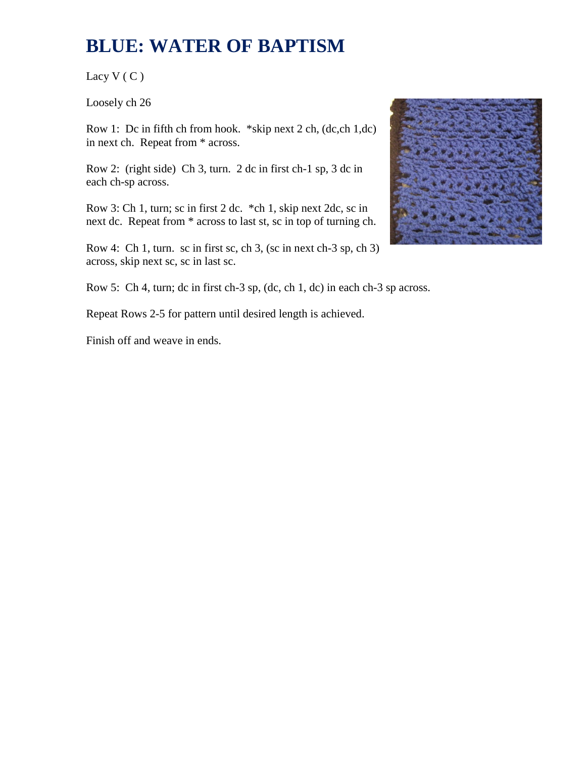# BLUE: WATER OF BAPTISM

Lacy V ( C )

Loosely ch 26

Row 1: Dc in fifth ch from hook. *skip next 2 ch, (dc,ch 1,dc) in next ch. Repeat from * across.

Row 2: (right side) Ch 3, turn. 2 dc in first ch-1 sp, 3 dc in each ch-sp across.

Row 3: Ch 1, turn; sc in first 2 dc. *ch 1, skip next 2dc, sc in next dc. Repeat from * across to last st, sc in top of turning ch.

Row 4: Ch 1, turn. sc in first sc, ch 3, (sc in next ch-3 sp, ch 3) across, skip next sc, sc in last sc.

Row 5: Ch 4, turn; dc in first ch-3 sp, (dc, ch 1, dc) in each ch-3 sp across.

Repeat Rows 2-5 for pattern until desired length is achieved.

Finish off and weave in ends.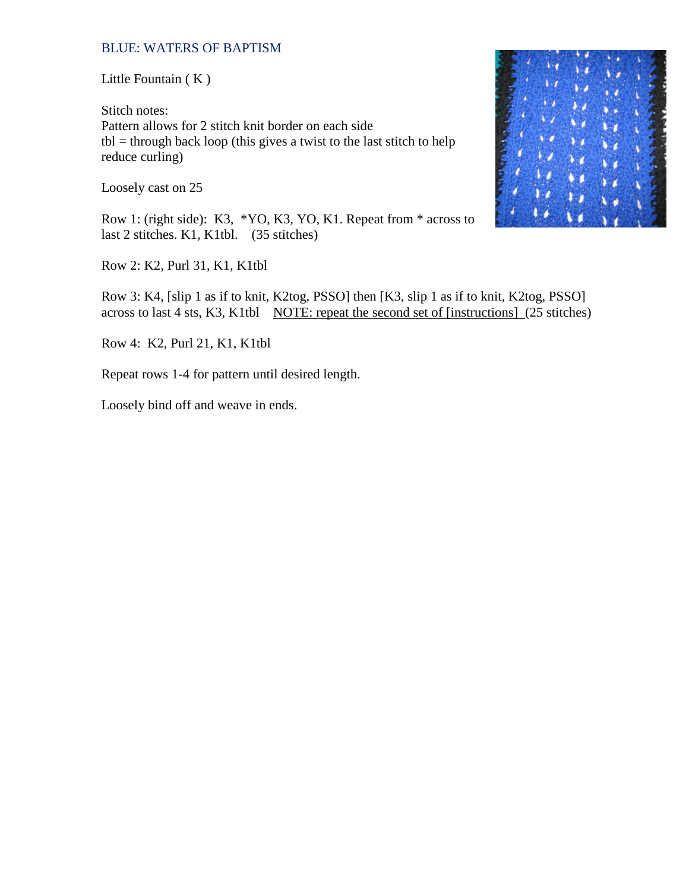BLUE: WATERS OF BAPTISM

Little Fountain ( K )

Stitch notes:
Pattern allows for 2 stitch knit border on each side
tbl = through back loop (this gives a twist to the last stitch to help reduce curling)

Loosely cast on 25

Row 1: (right side): K3, *YO, K3, YO, K1. Repeat from * across to last 2 stitches. K1, K1tbl. (35 stitches)

Row 2: K2, Purl 31, K1, K1tbl

Row 3: K4, [slip 1 as if to knit, K2tog, PSSO] then [K3, slip 1 as if to knit, K2tog, PSSO] across to last 4 sts, K3, K1tbl <u>NOTE: repeat the second set of [instructions]</u> (25 stitches)

Row 4: K2, Purl 21, K1, K1tbl

Repeat rows 1-4 for pattern until desired length.

Loosely bind off and weave in ends.